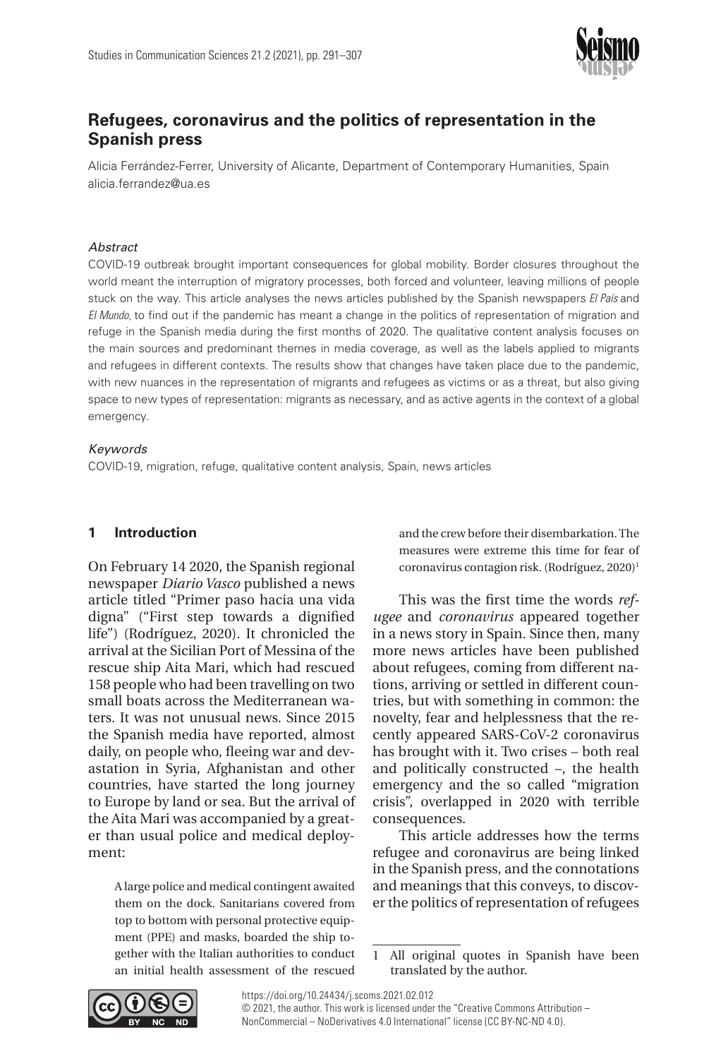# Refugees, coronavirus and the politics of representation in the Spanish press

Alicia Ferrández-Ferrer, University of Alicante, Department of Contemporary Humanities, Spain
alicia.ferrandez@ua.es

*Abstract*

COVID-19 outbreak brought important consequences for global mobility. Border closures throughout the world meant the interruption of migratory processes, both forced and volunteer, leaving millions of people stuck on the way. This article analyses the news articles published by the Spanish newspapers *El País* and *El Mundo,* to find out if the pandemic has meant a change in the politics of representation of migration and refuge in the Spanish media during the first months of 2020. The qualitative content analysis focuses on the main sources and predominant themes in media coverage, as well as the labels applied to migrants and refugees in different contexts. The results show that changes have taken place due to the pandemic, with new nuances in the representation of migrants and refugees as victims or as a threat, but also giving space to new types of representation: migrants as necessary, and as active agents in the context of a global emergency.

*Keywords*

COVID-19, migration, refuge, qualitative content analysis, Spain, news articles

## 1 Introduction

On February 14 2020, the Spanish regional newspaper *Diario Vasco* published a news article titled "Primer paso hacia una vida digna" ("First step towards a dignified life") (Rodríguez, 2020). It chronicled the arrival at the Sicilian Port of Messina of the rescue ship Aita Mari, which had rescued 158 people who had been travelling on two small boats across the Mediterranean waters. It was not unusual news. Since 2015 the Spanish media have reported, almost daily, on people who, fleeing war and devastation in Syria, Afghanistan and other countries, have started the long journey to Europe by land or sea. But the arrival of the Aita Mari was accompanied by a greater than usual police and medical deployment:

> A large police and medical contingent awaited them on the dock. Sanitarians covered from top to bottom with personal protective equipment (PPE) and masks, boarded the ship together with the Italian authorities to conduct an initial health assessment of the rescued and the crew before their disembarkation. The measures were extreme this time for fear of coronavirus contagion risk. (Rodríguez, 2020)[1]

This was the first time the words *refugee* and *coronavirus* appeared together in a news story in Spain. Since then, many more news articles have been published about refugees, coming from different nations, arriving or settled in different countries, but with something in common: the novelty, fear and helplessness that the recently appeared SARS-CoV-2 coronavirus has brought with it. Two crises – both real and politically constructed –, the health emergency and the so called "migration crisis", overlapped in 2020 with terrible consequences.

This article addresses how the terms refugee and coronavirus are being linked in the Spanish press, and the connotations and meanings that this conveys, to discover the politics of representation of refugees

[1] All original quotes in Spanish have been translated by the author.

https://doi.org/10.24434/j.scoms.2021.02.012

© 2021, the author. This work is licensed under the "Creative Commons Attribution – NonCommercial – NoDerivatives 4.0 International" license (CC BY-NC-ND 4.0).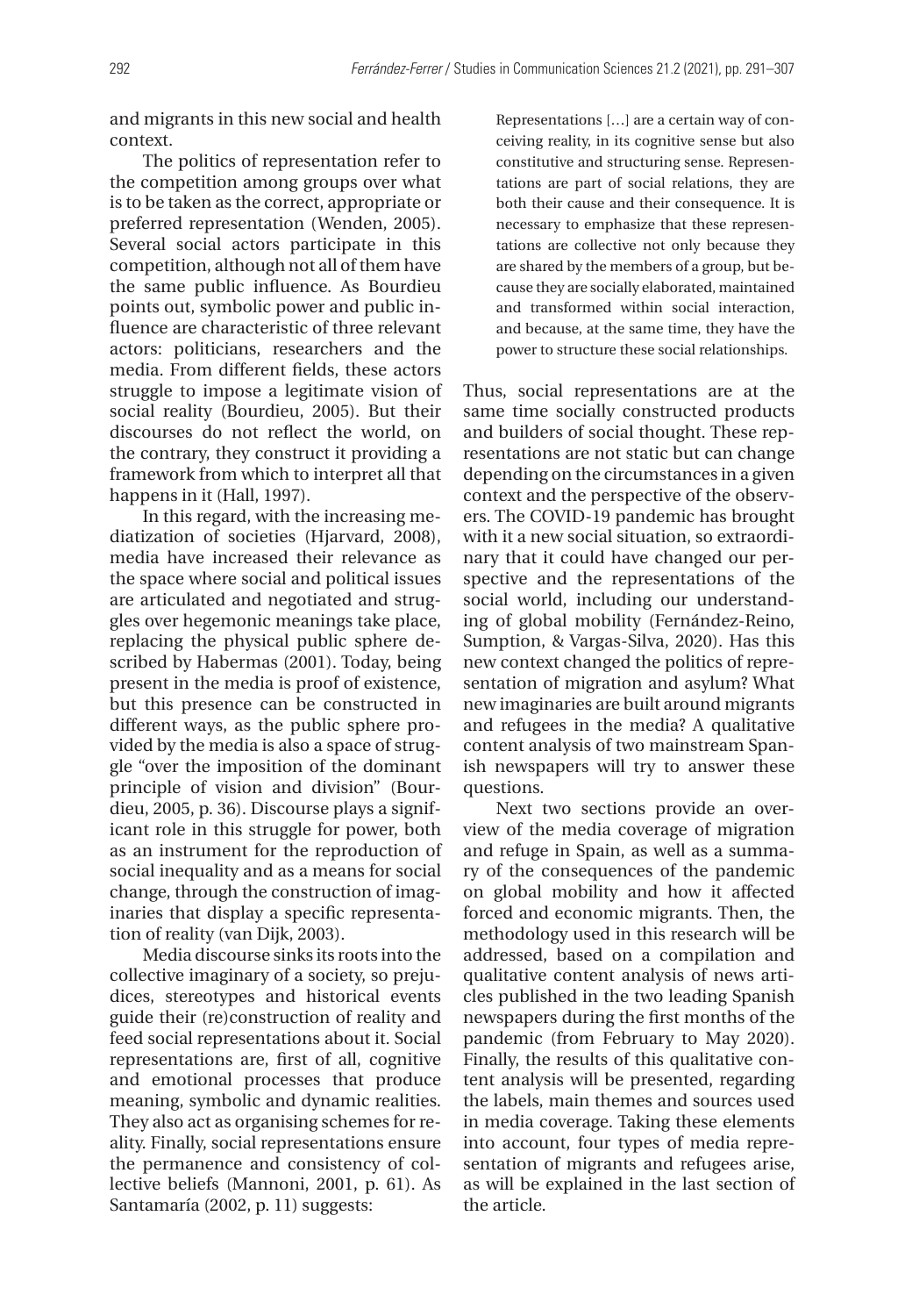and migrants in this new social and health context.

The politics of representation refer to the competition among groups over what is to be taken as the correct, appropriate or preferred representation (Wenden, 2005). Several social actors participate in this competition, although not all of them have the same public influence. As Bourdieu points out, symbolic power and public influence are characteristic of three relevant actors: politicians, researchers and the media. From different fields, these actors struggle to impose a legitimate vision of social reality (Bourdieu, 2005). But their discourses do not reflect the world, on the contrary, they construct it providing a framework from which to interpret all that happens in it (Hall, 1997).

In this regard, with the increasing mediatization of societies (Hjarvard, 2008), media have increased their relevance as the space where social and political issues are articulated and negotiated and struggles over hegemonic meanings take place, replacing the physical public sphere described by Habermas (2001). Today, being present in the media is proof of existence, but this presence can be constructed in different ways, as the public sphere provided by the media is also a space of struggle "over the imposition of the dominant principle of vision and division" (Bourdieu, 2005, p. 36). Discourse plays a significant role in this struggle for power, both as an instrument for the reproduction of social inequality and as a means for social change, through the construction of imaginaries that display a specific representation of reality (van Dijk, 2003).

Media discourse sinks its roots into the collective imaginary of a society, so prejudices, stereotypes and historical events guide their (re)construction of reality and feed social representations about it. Social representations are, first of all, cognitive and emotional processes that produce meaning, symbolic and dynamic realities. They also act as organising schemes for reality. Finally, social representations ensure the permanence and consistency of collective beliefs (Mannoni, 2001, p. 61). As Santamaría (2002, p. 11) suggests:

> Representations […] are a certain way of conceiving reality, in its cognitive sense but also constitutive and structuring sense. Representations are part of social relations, they are both their cause and their consequence. It is necessary to emphasize that these representations are collective not only because they are shared by the members of a group, but because they are socially elaborated, maintained and transformed within social interaction, and because, at the same time, they have the power to structure these social relationships.

Thus, social representations are at the same time socially constructed products and builders of social thought. These representations are not static but can change depending on the circumstances in a given context and the perspective of the observers. The COVID-19 pandemic has brought with it a new social situation, so extraordinary that it could have changed our perspective and the representations of the social world, including our understanding of global mobility (Fernández-Reino, Sumption, & Vargas-Silva, 2020). Has this new context changed the politics of representation of migration and asylum? What new imaginaries are built around migrants and refugees in the media? A qualitative content analysis of two mainstream Spanish newspapers will try to answer these questions.

Next two sections provide an overview of the media coverage of migration and refuge in Spain, as well as a summary of the consequences of the pandemic on global mobility and how it affected forced and economic migrants. Then, the methodology used in this research will be addressed, based on a compilation and qualitative content analysis of news articles published in the two leading Spanish newspapers during the first months of the pandemic (from February to May 2020). Finally, the results of this qualitative content analysis will be presented, regarding the labels, main themes and sources used in media coverage. Taking these elements into account, four types of media representation of migrants and refugees arise, as will be explained in the last section of the article.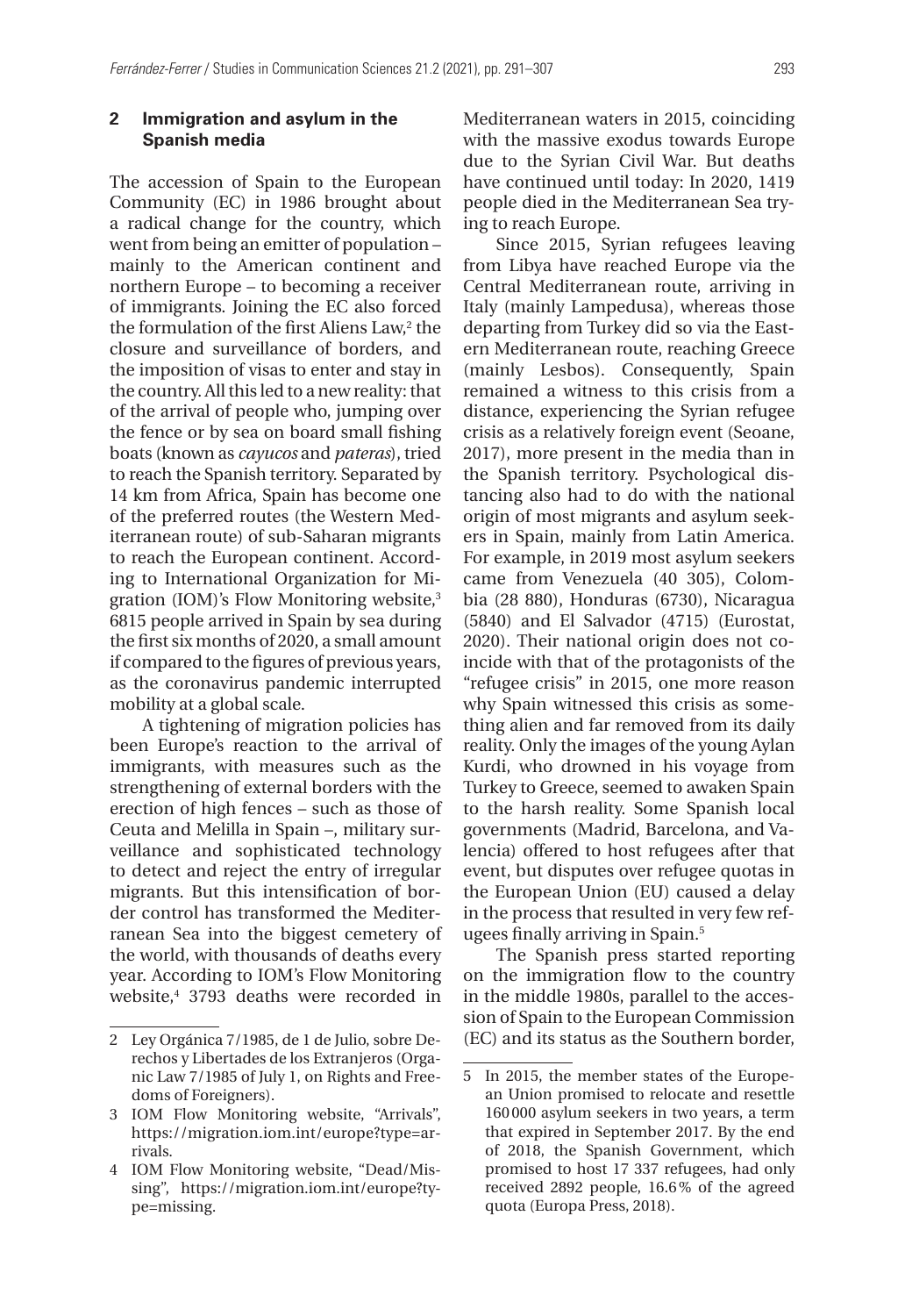## 2 Immigration and asylum in the Spanish media

The accession of Spain to the European Community (EC) in 1986 brought about a radical change for the country, which went from being an emitter of population – mainly to the American continent and northern Europe – to becoming a receiver of immigrants. Joining the EC also forced the formulation of the first Aliens Law,[2] the closure and surveillance of borders, and the imposition of visas to enter and stay in the country. All this led to a new reality: that of the arrival of people who, jumping over the fence or by sea on board small fishing boats (known as *cayucos* and *pateras*), tried to reach the Spanish territory. Separated by 14 km from Africa, Spain has become one of the preferred routes (the Western Mediterranean route) of sub-Saharan migrants to reach the European continent. According to International Organization for Migration (IOM)'s Flow Monitoring website,[3] 6815 people arrived in Spain by sea during the first six months of 2020, a small amount if compared to the figures of previous years, as the coronavirus pandemic interrupted mobility at a global scale.

A tightening of migration policies has been Europe's reaction to the arrival of immigrants, with measures such as the strengthening of external borders with the erection of high fences – such as those of Ceuta and Melilla in Spain –, military surveillance and sophisticated technology to detect and reject the entry of irregular migrants. But this intensification of border control has transformed the Mediterranean Sea into the biggest cemetery of the world, with thousands of deaths every year. According to IOM's Flow Monitoring website,[4] 3793 deaths were recorded in Mediterranean waters in 2015, coinciding with the massive exodus towards Europe due to the Syrian Civil War. But deaths have continued until today: In 2020, 1419 people died in the Mediterranean Sea trying to reach Europe.

Since 2015, Syrian refugees leaving from Libya have reached Europe via the Central Mediterranean route, arriving in Italy (mainly Lampedusa), whereas those departing from Turkey did so via the Eastern Mediterranean route, reaching Greece (mainly Lesbos). Consequently, Spain remained a witness to this crisis from a distance, experiencing the Syrian refugee crisis as a relatively foreign event (Seoane, 2017), more present in the media than in the Spanish territory. Psychological distancing also had to do with the national origin of most migrants and asylum seekers in Spain, mainly from Latin America. For example, in 2019 most asylum seekers came from Venezuela (40 305), Colombia (28 880), Honduras (6730), Nicaragua (5840) and El Salvador (4715) (Eurostat, 2020). Their national origin does not coincide with that of the protagonists of the "refugee crisis" in 2015, one more reason why Spain witnessed this crisis as something alien and far removed from its daily reality. Only the images of the young Aylan Kurdi, who drowned in his voyage from Turkey to Greece, seemed to awaken Spain to the harsh reality. Some Spanish local governments (Madrid, Barcelona, and Valencia) offered to host refugees after that event, but disputes over refugee quotas in the European Union (EU) caused a delay in the process that resulted in very few refugees finally arriving in Spain.[5]

The Spanish press started reporting on the immigration flow to the country in the middle 1980s, parallel to the accession of Spain to the European Commission (EC) and its status as the Southern border,

---

2 Ley Orgánica 7/1985, de 1 de Julio, sobre Derechos y Libertades de los Extranjeros (Organic Law 7/1985 of July 1, on Rights and Freedoms of Foreigners).

3 IOM Flow Monitoring website, "Arrivals", https://migration.iom.int/europe?type=arrivals.

4 IOM Flow Monitoring website, "Dead/Missing", https://migration.iom.int/europe?type=missing.

5 In 2015, the member states of the European Union promised to relocate and resettle 160 000 asylum seekers in two years, a term that expired in September 2017. By the end of 2018, the Spanish Government, which promised to host 17 337 refugees, had only received 2892 people, 16.6% of the agreed quota (Europa Press, 2018).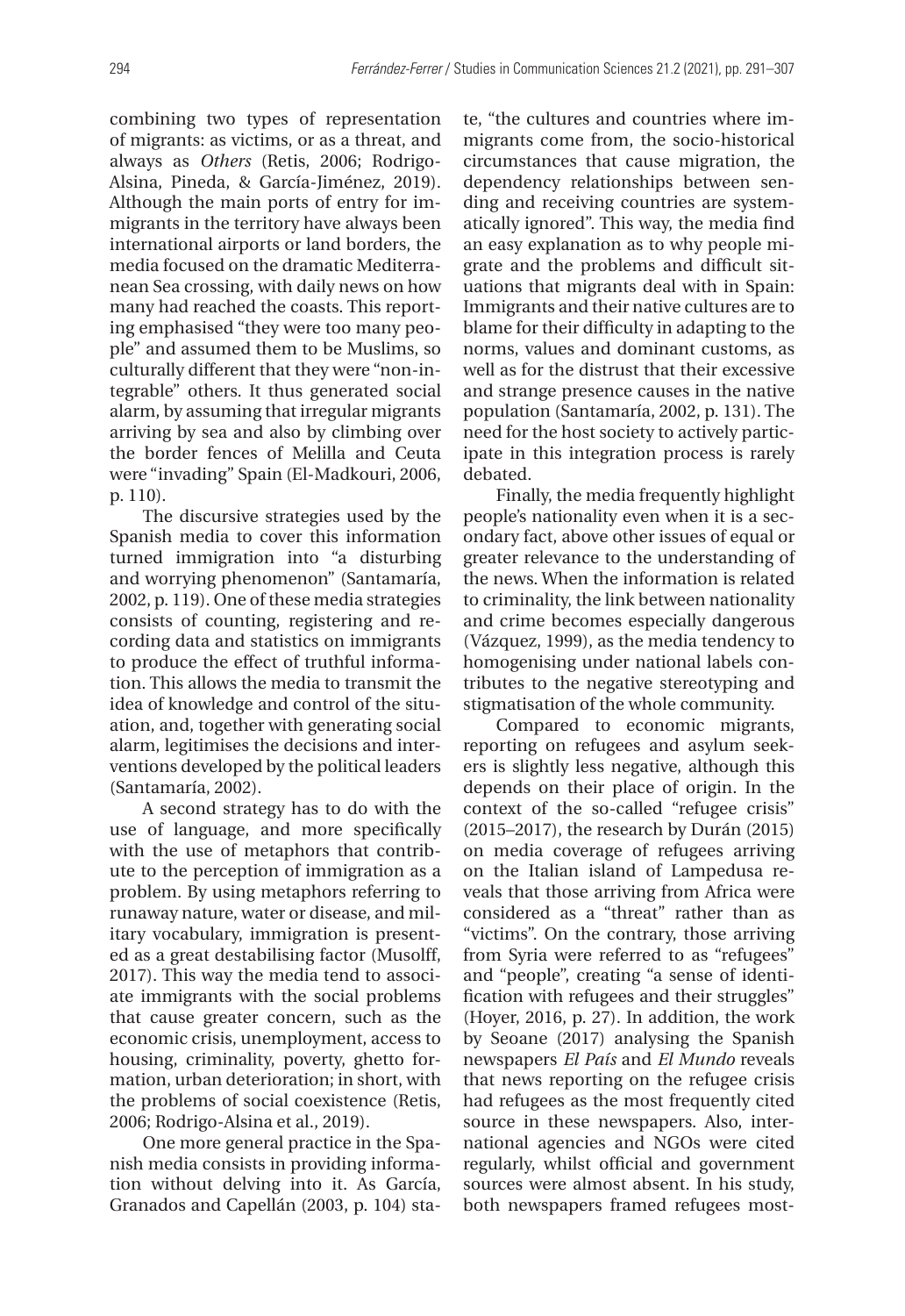combining two types of representation of migrants: as victims, or as a threat, and always as *Others* (Retis, 2006; Rodrigo-Alsina, Pineda, & García-Jiménez, 2019). Although the main ports of entry for immigrants in the territory have always been international airports or land borders, the media focused on the dramatic Mediterranean Sea crossing, with daily news on how many had reached the coasts. This reporting emphasised "they were too many people" and assumed them to be Muslims, so culturally different that they were "non-integrable" others. It thus generated social alarm, by assuming that irregular migrants arriving by sea and also by climbing over the border fences of Melilla and Ceuta were "invading" Spain (El-Madkouri, 2006, p. 110).

The discursive strategies used by the Spanish media to cover this information turned immigration into "a disturbing and worrying phenomenon" (Santamaría, 2002, p. 119). One of these media strategies consists of counting, registering and recording data and statistics on immigrants to produce the effect of truthful information. This allows the media to transmit the idea of knowledge and control of the situation, and, together with generating social alarm, legitimises the decisions and interventions developed by the political leaders (Santamaría, 2002).

A second strategy has to do with the use of language, and more specifically with the use of metaphors that contribute to the perception of immigration as a problem. By using metaphors referring to runaway nature, water or disease, and military vocabulary, immigration is presented as a great destabilising factor (Musolff, 2017). This way the media tend to associate immigrants with the social problems that cause greater concern, such as the economic crisis, unemployment, access to housing, criminality, poverty, ghetto formation, urban deterioration; in short, with the problems of social coexistence (Retis, 2006; Rodrigo-Alsina et al., 2019).

One more general practice in the Spanish media consists in providing information without delving into it. As García, Granados and Capellán (2003, p. 104) state, "the cultures and countries where immigrants come from, the socio-historical circumstances that cause migration, the dependency relationships between sending and receiving countries are systematically ignored". This way, the media find an easy explanation as to why people migrate and the problems and difficult situations that migrants deal with in Spain: Immigrants and their native cultures are to blame for their difficulty in adapting to the norms, values and dominant customs, as well as for the distrust that their excessive and strange presence causes in the native population (Santamaría, 2002, p. 131). The need for the host society to actively participate in this integration process is rarely debated.

Finally, the media frequently highlight people's nationality even when it is a secondary fact, above other issues of equal or greater relevance to the understanding of the news. When the information is related to criminality, the link between nationality and crime becomes especially dangerous (Vázquez, 1999), as the media tendency to homogenising under national labels contributes to the negative stereotyping and stigmatisation of the whole community.

Compared to economic migrants, reporting on refugees and asylum seekers is slightly less negative, although this depends on their place of origin. In the context of the so-called "refugee crisis" (2015–2017), the research by Durán (2015) on media coverage of refugees arriving on the Italian island of Lampedusa reveals that those arriving from Africa were considered as a "threat" rather than as "victims". On the contrary, those arriving from Syria were referred to as "refugees" and "people", creating "a sense of identification with refugees and their struggles" (Hoyer, 2016, p. 27). In addition, the work by Seoane (2017) analysing the Spanish newspapers *El País* and *El Mundo* reveals that news reporting on the refugee crisis had refugees as the most frequently cited source in these newspapers. Also, international agencies and NGOs were cited regularly, whilst official and government sources were almost absent. In his study, both newspapers framed refugees most-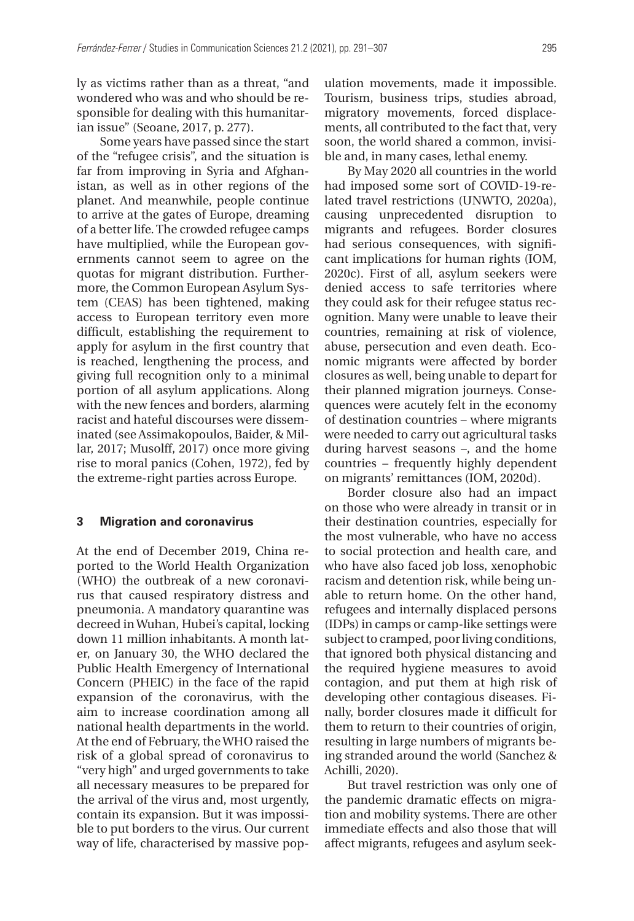ly as victims rather than as a threat, "and wondered who was and who should be responsible for dealing with this humanitarian issue" (Seoane, 2017, p. 277).

Some years have passed since the start of the "refugee crisis", and the situation is far from improving in Syria and Afghanistan, as well as in other regions of the planet. And meanwhile, people continue to arrive at the gates of Europe, dreaming of a better life. The crowded refugee camps have multiplied, while the European governments cannot seem to agree on the quotas for migrant distribution. Furthermore, the Common European Asylum System (CEAS) has been tightened, making access to European territory even more difficult, establishing the requirement to apply for asylum in the first country that is reached, lengthening the process, and giving full recognition only to a minimal portion of all asylum applications. Along with the new fences and borders, alarming racist and hateful discourses were disseminated (see Assimakopoulos, Baider, & Millar, 2017; Musolff, 2017) once more giving rise to moral panics (Cohen, 1972), fed by the extreme-right parties across Europe.

## 3 Migration and coronavirus

At the end of December 2019, China reported to the World Health Organization (WHO) the outbreak of a new coronavirus that caused respiratory distress and pneumonia. A mandatory quarantine was decreed in Wuhan, Hubei's capital, locking down 11 million inhabitants. A month later, on January 30, the WHO declared the Public Health Emergency of International Concern (PHEIC) in the face of the rapid expansion of the coronavirus, with the aim to increase coordination among all national health departments in the world. At the end of February, the WHO raised the risk of a global spread of coronavirus to "very high" and urged governments to take all necessary measures to be prepared for the arrival of the virus and, most urgently, contain its expansion. But it was impossible to put borders to the virus. Our current way of life, characterised by massive population movements, made it impossible. Tourism, business trips, studies abroad, migratory movements, forced displacements, all contributed to the fact that, very soon, the world shared a common, invisible and, in many cases, lethal enemy.

By May 2020 all countries in the world had imposed some sort of COVID-19-related travel restrictions (UNWTO, 2020a), causing unprecedented disruption to migrants and refugees. Border closures had serious consequences, with significant implications for human rights (IOM, 2020c). First of all, asylum seekers were denied access to safe territories where they could ask for their refugee status recognition. Many were unable to leave their countries, remaining at risk of violence, abuse, persecution and even death. Economic migrants were affected by border closures as well, being unable to depart for their planned migration journeys. Consequences were acutely felt in the economy of destination countries – where migrants were needed to carry out agricultural tasks during harvest seasons –, and the home countries – frequently highly dependent on migrants' remittances (IOM, 2020d).

Border closure also had an impact on those who were already in transit or in their destination countries, especially for the most vulnerable, who have no access to social protection and health care, and who have also faced job loss, xenophobic racism and detention risk, while being unable to return home. On the other hand, refugees and internally displaced persons (IDPs) in camps or camp-like settings were subject to cramped, poor living conditions, that ignored both physical distancing and the required hygiene measures to avoid contagion, and put them at high risk of developing other contagious diseases. Finally, border closures made it difficult for them to return to their countries of origin, resulting in large numbers of migrants being stranded around the world (Sanchez & Achilli, 2020).

But travel restriction was only one of the pandemic dramatic effects on migration and mobility systems. There are other immediate effects and also those that will affect migrants, refugees and asylum seek-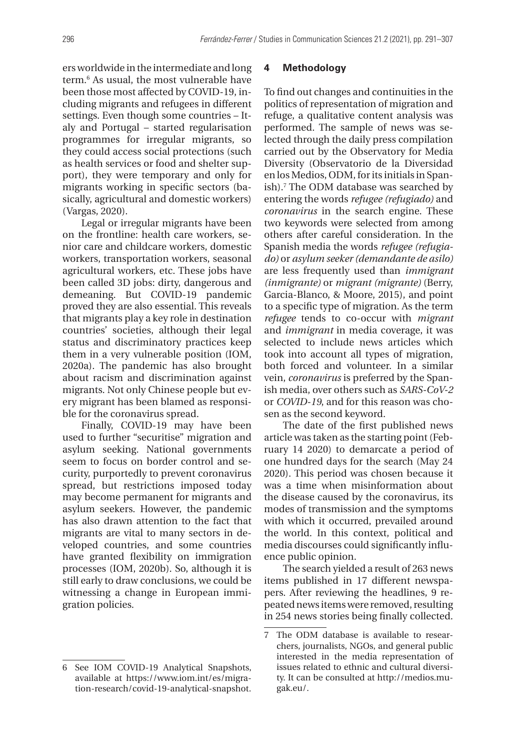ers worldwide in the intermediate and long term.[6] As usual, the most vulnerable have been those most affected by COVID-19, including migrants and refugees in different settings. Even though some countries – Italy and Portugal – started regularisation programmes for irregular migrants, so they could access social protections (such as health services or food and shelter support), they were temporary and only for migrants working in specific sectors (basically, agricultural and domestic workers) (Vargas, 2020).

Legal or irregular migrants have been on the frontline: health care workers, senior care and childcare workers, domestic workers, transportation workers, seasonal agricultural workers, etc. These jobs have been called 3D jobs: dirty, dangerous and demeaning. But COVID-19 pandemic proved they are also essential. This reveals that migrants play a key role in destination countries' societies, although their legal status and discriminatory practices keep them in a very vulnerable position (IOM, 2020a). The pandemic has also brought about racism and discrimination against migrants. Not only Chinese people but every migrant has been blamed as responsible for the coronavirus spread.

Finally, COVID-19 may have been used to further "securitise" migration and asylum seeking. National governments seem to focus on border control and security, purportedly to prevent coronavirus spread, but restrictions imposed today may become permanent for migrants and asylum seekers. However, the pandemic has also drawn attention to the fact that migrants are vital to many sectors in developed countries, and some countries have granted flexibility on immigration processes (IOM, 2020b). So, although it is still early to draw conclusions, we could be witnessing a change in European immigration policies.

## 4 Methodology

To find out changes and continuities in the politics of representation of migration and refuge, a qualitative content analysis was performed. The sample of news was selected through the daily press compilation carried out by the Observatory for Media Diversity (Observatorio de la Diversidad en los Medios, ODM, for its initials in Spanish).[7] The ODM database was searched by entering the words *refugee (refugiado)* and *coronavirus* in the search engine. These two keywords were selected from among others after careful consideration. In the Spanish media the words *refugee (refugiado)* or *asylum seeker (demandante de asilo)* are less frequently used than *immigrant (inmigrante)* or *migrant (migrante)* (Berry, Garcia-Blanco, & Moore, 2015), and point to a specific type of migration. As the term *refugee* tends to co-occur with *migrant* and *immigrant* in media coverage, it was selected to include news articles which took into account all types of migration, both forced and volunteer. In a similar vein, *coronavirus* is preferred by the Spanish media, over others such as *SARS-CoV-2* or *COVID-19*, and for this reason was chosen as the second keyword.

The date of the first published news article was taken as the starting point (February 14 2020) to demarcate a period of one hundred days for the search (May 24 2020). This period was chosen because it was a time when misinformation about the disease caused by the coronavirus, its modes of transmission and the symptoms with which it occurred, prevailed around the world. In this context, political and media discourses could significantly influence public opinion.

The search yielded a result of 263 news items published in 17 different newspapers. After reviewing the headlines, 9 repeated news items were removed, resulting in 254 news stories being finally collected.

---

6 See IOM COVID-19 Analytical Snapshots, available at https://www.iom.int/es/migration-research/covid-19-analytical-snapshot.

7 The ODM database is available to researchers, journalists, NGOs, and general public interested in the media representation of issues related to ethnic and cultural diversity. It can be consulted at http://medios.mugak.eu/.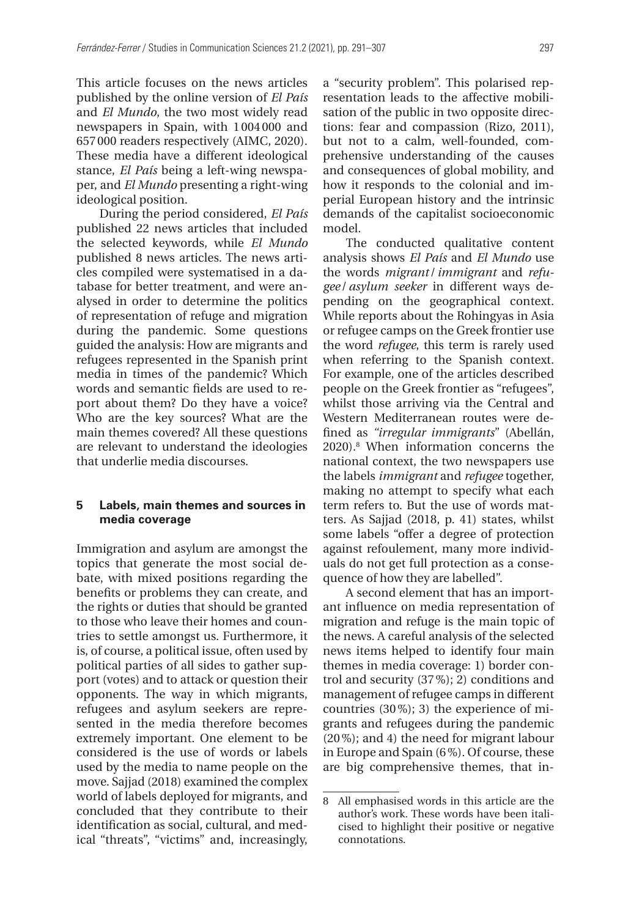This article focuses on the news articles published by the online version of *El País* and *El Mundo*, the two most widely read newspapers in Spain, with 1 004 000 and 657 000 readers respectively (AIMC, 2020). These media have a different ideological stance, *El País* being a left-wing newspaper, and *El Mundo* presenting a right-wing ideological position.

During the period considered, *El País* published 22 news articles that included the selected keywords, while *El Mundo* published 8 news articles. The news articles compiled were systematised in a database for better treatment, and were analysed in order to determine the politics of representation of refuge and migration during the pandemic. Some questions guided the analysis: How are migrants and refugees represented in the Spanish print media in times of the pandemic? Which words and semantic fields are used to report about them? Do they have a voice? Who are the key sources? What are the main themes covered? All these questions are relevant to understand the ideologies that underlie media discourses.

## 5 Labels, main themes and sources in media coverage

Immigration and asylum are amongst the topics that generate the most social debate, with mixed positions regarding the benefits or problems they can create, and the rights or duties that should be granted to those who leave their homes and countries to settle amongst us. Furthermore, it is, of course, a political issue, often used by political parties of all sides to gather support (votes) and to attack or question their opponents. The way in which migrants, refugees and asylum seekers are represented in the media therefore becomes extremely important. One element to be considered is the use of words or labels used by the media to name people on the move. Sajjad (2018) examined the complex world of labels deployed for migrants, and concluded that they contribute to their identification as social, cultural, and medical "threats", "victims" and, increasingly, a "security problem". This polarised representation leads to the affective mobilisation of the public in two opposite directions: fear and compassion (Rizo, 2011), but not to a calm, well-founded, comprehensive understanding of the causes and consequences of global mobility, and how it responds to the colonial and imperial European history and the intrinsic demands of the capitalist socioeconomic model.

The conducted qualitative content analysis shows *El País* and *El Mundo* use the words *migrant / immigrant* and *refugee / asylum seeker* in different ways depending on the geographical context. While reports about the Rohingyas in Asia or refugee camps on the Greek frontier use the word *refugee*, this term is rarely used when referring to the Spanish context. For example, one of the articles described people on the Greek frontier as "refugees", whilst those arriving via the Central and Western Mediterranean routes were defined as *"irregular immigrants"* (Abellán, 2020).[8] When information concerns the national context, the two newspapers use the labels *immigrant* and *refugee* together, making no attempt to specify what each term refers to. But the use of words matters. As Sajjad (2018, p. 41) states, whilst some labels "offer a degree of protection against refoulement, many more individuals do not get full protection as a consequence of how they are labelled".

A second element that has an important influence on media representation of migration and refuge is the main topic of the news. A careful analysis of the selected news items helped to identify four main themes in media coverage: 1) border control and security (37 %); 2) conditions and management of refugee camps in different countries (30 %); 3) the experience of migrants and refugees during the pandemic (20 %); and 4) the need for migrant labour in Europe and Spain (6 %). Of course, these are big comprehensive themes, that in-

---

8 All emphasised words in this article are the author's work. These words have been italicised to highlight their positive or negative connotations.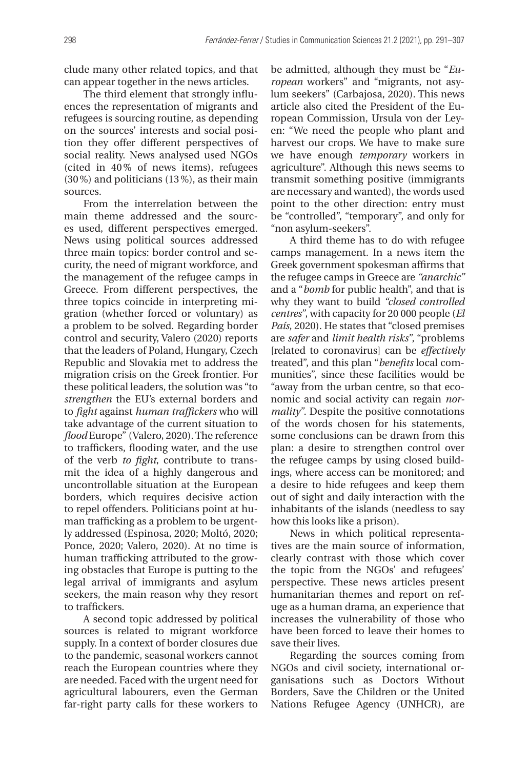clude many other related topics, and that can appear together in the news articles.

The third element that strongly influences the representation of migrants and refugees is sourcing routine, as depending on the sources' interests and social position they offer different perspectives of social reality. News analysed used NGOs (cited in 40 % of news items), refugees (30 %) and politicians (13 %), as their main sources.

From the interrelation between the main theme addressed and the sources used, different perspectives emerged. News using political sources addressed three main topics: border control and security, the need of migrant workforce, and the management of the refugee camps in Greece. From different perspectives, the three topics coincide in interpreting migration (whether forced or voluntary) as a problem to be solved. Regarding border control and security, Valero (2020) reports that the leaders of Poland, Hungary, Czech Republic and Slovakia met to address the migration crisis on the Greek frontier. For these political leaders, the solution was "to *strengthen* the EU's external borders and to *fight* against *human traffickers* who will take advantage of the current situation to *flood* Europe" (Valero, 2020). The reference to traffickers, flooding water, and the use of the verb *to fight*, contribute to transmit the idea of a highly dangerous and uncontrollable situation at the European borders, which requires decisive action to repel offenders. Politicians point at human trafficking as a problem to be urgently addressed (Espinosa, 2020; Moltó, 2020; Ponce, 2020; Valero, 2020). At no time is human trafficking attributed to the growing obstacles that Europe is putting to the legal arrival of immigrants and asylum seekers, the main reason why they resort to traffickers.

A second topic addressed by political sources is related to migrant workforce supply. In a context of border closures due to the pandemic, seasonal workers cannot reach the European countries where they are needed. Faced with the urgent need for agricultural labourers, even the German far-right party calls for these workers to be admitted, although they must be "*European* workers" and "migrants, not asylum seekers" (Carbajosa, 2020). This news article also cited the President of the European Commission, Ursula von der Leyen: "We need the people who plant and harvest our crops. We have to make sure we have enough *temporary* workers in agriculture". Although this news seems to transmit something positive (immigrants are necessary and wanted), the words used point to the other direction: entry must be "controlled", "temporary", and only for "non asylum-seekers".

A third theme has to do with refugee camps management. In a news item the Greek government spokesman affirms that the refugee camps in Greece are *"anarchic"* and a "*bomb* for public health", and that is why they want to build *"closed controlled centres"*, with capacity for 20 000 people (*El País*, 2020). He states that "closed premises are *safer* and *limit health risks*", "problems [related to coronavirus] can be *effectively* treated", and this plan "*benefits* local communities", since these facilities would be "away from the urban centre, so that economic and social activity can regain *normality*". Despite the positive connotations of the words chosen for his statements, some conclusions can be drawn from this plan: a desire to strengthen control over the refugee camps by using closed buildings, where access can be monitored; and a desire to hide refugees and keep them out of sight and daily interaction with the inhabitants of the islands (needless to say how this looks like a prison).

News in which political representatives are the main source of information, clearly contrast with those which cover the topic from the NGOs' and refugees' perspective. These news articles present humanitarian themes and report on refuge as a human drama, an experience that increases the vulnerability of those who have been forced to leave their homes to save their lives.

Regarding the sources coming from NGOs and civil society, international organisations such as Doctors Without Borders, Save the Children or the United Nations Refugee Agency (UNHCR), are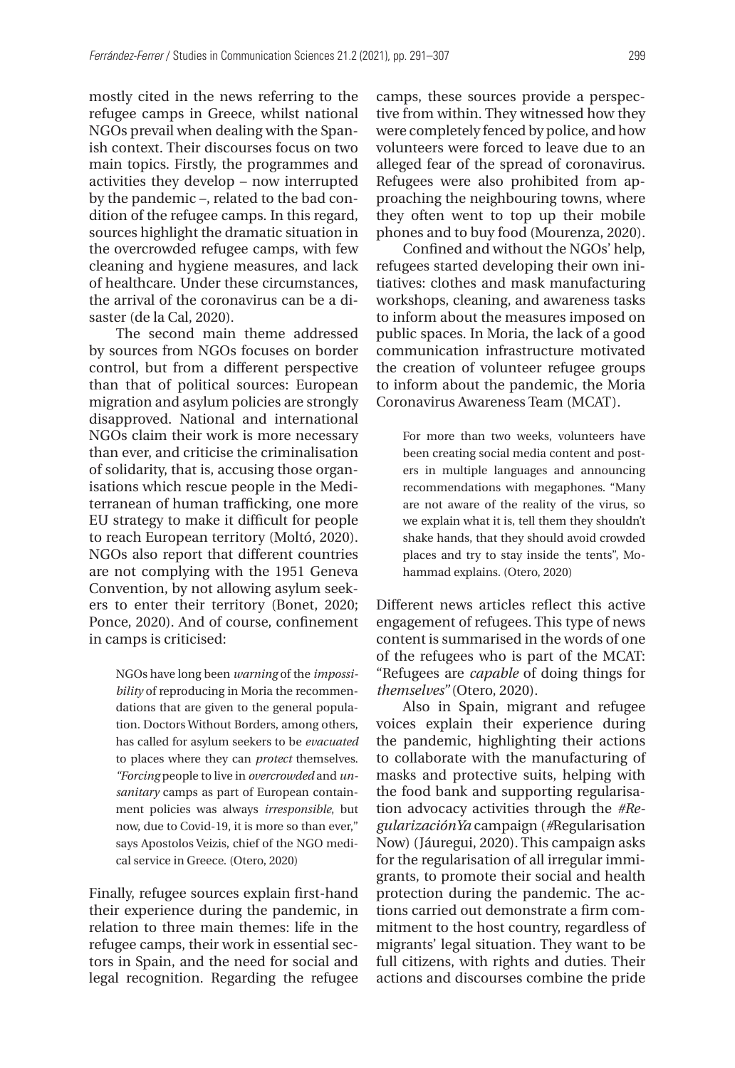mostly cited in the news referring to the refugee camps in Greece, whilst national NGOs prevail when dealing with the Spanish context. Their discourses focus on two main topics. Firstly, the programmes and activities they develop – now interrupted by the pandemic –, related to the bad condition of the refugee camps. In this regard, sources highlight the dramatic situation in the overcrowded refugee camps, with few cleaning and hygiene measures, and lack of healthcare. Under these circumstances, the arrival of the coronavirus can be a disaster (de la Cal, 2020).

The second main theme addressed by sources from NGOs focuses on border control, but from a different perspective than that of political sources: European migration and asylum policies are strongly disapproved. National and international NGOs claim their work is more necessary than ever, and criticise the criminalisation of solidarity, that is, accusing those organisations which rescue people in the Mediterranean of human trafficking, one more EU strategy to make it difficult for people to reach European territory (Moltó, 2020). NGOs also report that different countries are not complying with the 1951 Geneva Convention, by not allowing asylum seekers to enter their territory (Bonet, 2020; Ponce, 2020). And of course, confinement in camps is criticised:

> NGOs have long been *warning* of the *impossibility* of reproducing in Moria the recommendations that are given to the general population. Doctors Without Borders, among others, has called for asylum seekers to be *evacuated* to places where they can *protect* themselves. *"Forcing* people to live in *overcrowded* and *unsanitary* camps as part of European containment policies was always *irresponsible*, but now, due to Covid-19, it is more so than ever," says Apostolos Veizis, chief of the NGO medical service in Greece. (Otero, 2020)

Finally, refugee sources explain first-hand their experience during the pandemic, in relation to three main themes: life in the refugee camps, their work in essential sectors in Spain, and the need for social and legal recognition. Regarding the refugee camps, these sources provide a perspective from within. They witnessed how they were completely fenced by police, and how volunteers were forced to leave due to an alleged fear of the spread of coronavirus. Refugees were also prohibited from approaching the neighbouring towns, where they often went to top up their mobile phones and to buy food (Mourenza, 2020).

Confined and without the NGOs' help, refugees started developing their own initiatives: clothes and mask manufacturing workshops, cleaning, and awareness tasks to inform about the measures imposed on public spaces. In Moria, the lack of a good communication infrastructure motivated the creation of volunteer refugee groups to inform about the pandemic, the Moria Coronavirus Awareness Team (MCAT).

> For more than two weeks, volunteers have been creating social media content and posters in multiple languages and announcing recommendations with megaphones. "Many are not aware of the reality of the virus, so we explain what it is, tell them they shouldn't shake hands, that they should avoid crowded places and try to stay inside the tents", Mohammad explains. (Otero, 2020)

Different news articles reflect this active engagement of refugees. This type of news content is summarised in the words of one of the refugees who is part of the MCAT: "Refugees are *capable* of doing things for *themselves"* (Otero, 2020).

Also in Spain, migrant and refugee voices explain their experience during the pandemic, highlighting their actions to collaborate with the manufacturing of masks and protective suits, helping with the food bank and supporting regularisation advocacy activities through the *#RegularizaciónYa* campaign (#Regularisation Now) (Jáuregui, 2020). This campaign asks for the regularisation of all irregular immigrants, to promote their social and health protection during the pandemic. The actions carried out demonstrate a firm commitment to the host country, regardless of migrants' legal situation. They want to be full citizens, with rights and duties. Their actions and discourses combine the pride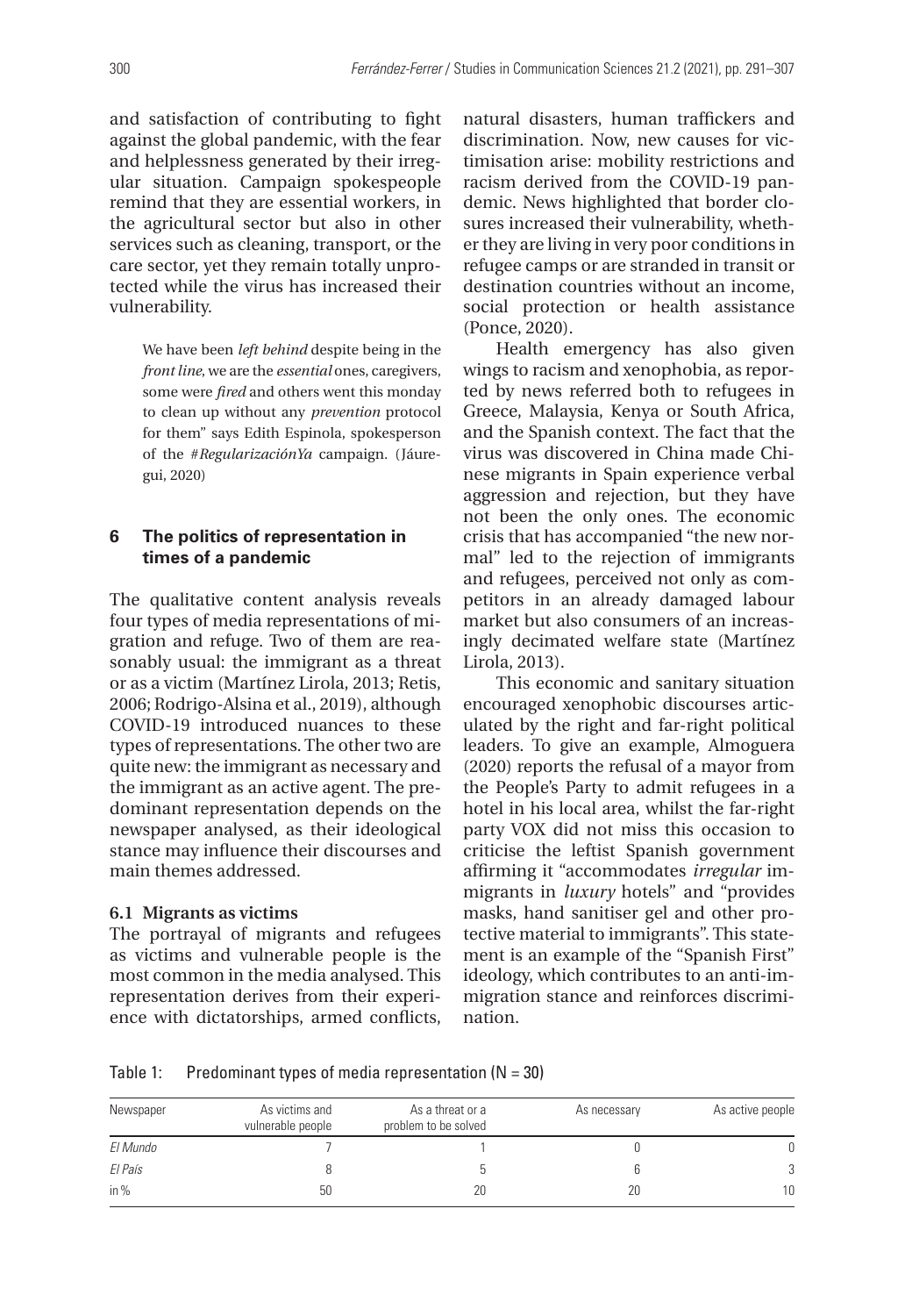and satisfaction of contributing to fight against the global pandemic, with the fear and helplessness generated by their irregular situation. Campaign spokespeople remind that they are essential workers, in the agricultural sector but also in other services such as cleaning, transport, or the care sector, yet they remain totally unprotected while the virus has increased their vulnerability.

> We have been *left behind* despite being in the *front line*, we are the *essential* ones, caregivers, some were *fired* and others went this monday to clean up without any *prevention* protocol for them" says Edith Espinola, spokesperson of the *#RegularizaciónYa* campaign. (Jáuregui, 2020)

## 6 The politics of representation in times of a pandemic

The qualitative content analysis reveals four types of media representations of migration and refuge. Two of them are reasonably usual: the immigrant as a threat or as a victim (Martínez Lirola, 2013; Retis, 2006; Rodrigo-Alsina et al., 2019), although COVID-19 introduced nuances to these types of representations. The other two are quite new: the immigrant as necessary and the immigrant as an active agent. The predominant representation depends on the newspaper analysed, as their ideological stance may influence their discourses and main themes addressed.

### 6.1 Migrants as victims

The portrayal of migrants and refugees as victims and vulnerable people is the most common in the media analysed. This representation derives from their experience with dictatorships, armed conflicts, natural disasters, human traffickers and discrimination. Now, new causes for victimisation arise: mobility restrictions and racism derived from the COVID-19 pandemic. News highlighted that border closures increased their vulnerability, whether they are living in very poor conditions in refugee camps or are stranded in transit or destination countries without an income, social protection or health assistance (Ponce, 2020).

Health emergency has also given wings to racism and xenophobia, as reported by news referred both to refugees in Greece, Malaysia, Kenya or South Africa, and the Spanish context. The fact that the virus was discovered in China made Chinese migrants in Spain experience verbal aggression and rejection, but they have not been the only ones. The economic crisis that has accompanied "the new normal" led to the rejection of immigrants and refugees, perceived not only as competitors in an already damaged labour market but also consumers of an increasingly decimated welfare state (Martínez Lirola, 2013).

This economic and sanitary situation encouraged xenophobic discourses articulated by the right and far-right political leaders. To give an example, Almoguera (2020) reports the refusal of a mayor from the People's Party to admit refugees in a hotel in his local area, whilst the far-right party VOX did not miss this occasion to criticise the leftist Spanish government affirming it "accommodates *irregular* immigrants in *luxury* hotels" and "provides masks, hand sanitiser gel and other protective material to immigrants". This statement is an example of the "Spanish First" ideology, which contributes to an anti-immigration stance and reinforces discrimination.

Table 1: Predominant types of media representation (N = 30)

| Newspaper | As victims and vulnerable people | As a threat or a problem to be solved | As necessary | As active people |
|---|---|---|---|---|
| *El Mundo* | 7 | 1 | 0 | 0 |
| *El País* | 8 | 5 | 6 | 3 |
| in % | 50 | 20 | 20 | 10 |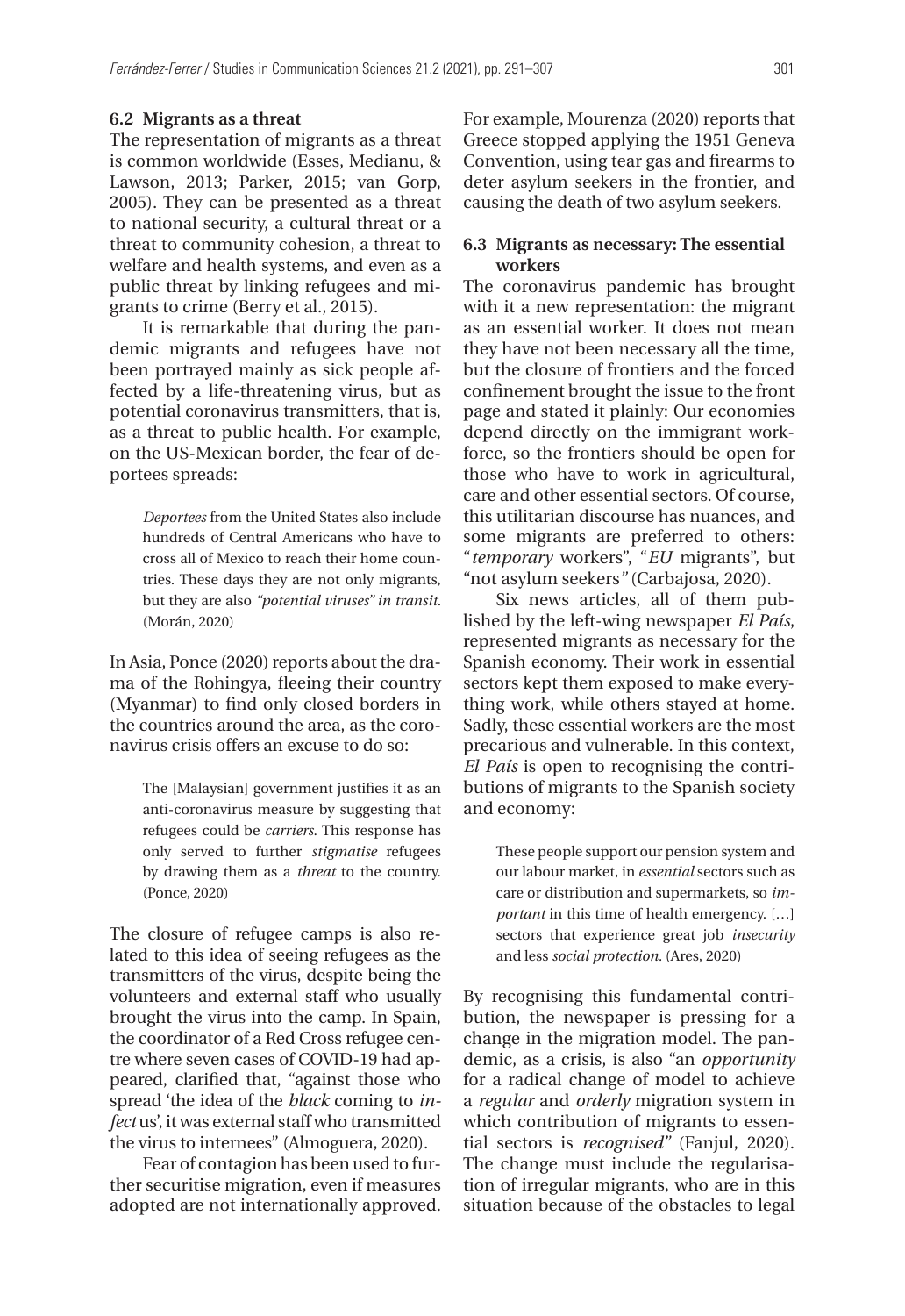### 6.2 Migrants as a threat

The representation of migrants as a threat is common worldwide (Esses, Medianu, & Lawson, 2013; Parker, 2015; van Gorp, 2005). They can be presented as a threat to national security, a cultural threat or a threat to community cohesion, a threat to welfare and health systems, and even as a public threat by linking refugees and migrants to crime (Berry et al., 2015).

It is remarkable that during the pandemic migrants and refugees have not been portrayed mainly as sick people affected by a life-threatening virus, but as potential coronavirus transmitters, that is, as a threat to public health. For example, on the US-Mexican border, the fear of deportees spreads:

> *Deportees* from the United States also include hundreds of Central Americans who have to cross all of Mexico to reach their home countries. These days they are not only migrants, but they are also *"potential viruses" in transit*. (Morán, 2020)

In Asia, Ponce (2020) reports about the drama of the Rohingya, fleeing their country (Myanmar) to find only closed borders in the countries around the area, as the coronavirus crisis offers an excuse to do so:

> The [Malaysian] government justifies it as an anti-coronavirus measure by suggesting that refugees could be *carriers*. This response has only served to further *stigmatise* refugees by drawing them as a *threat* to the country. (Ponce, 2020)

The closure of refugee camps is also related to this idea of seeing refugees as the transmitters of the virus, despite being the volunteers and external staff who usually brought the virus into the camp. In Spain, the coordinator of a Red Cross refugee centre where seven cases of COVID-19 had appeared, clarified that, "against those who spread 'the idea of the *black* coming to *infect* us', it was external staff who transmitted the virus to internees" (Almoguera, 2020).

Fear of contagion has been used to further securitise migration, even if measures adopted are not internationally approved. For example, Mourenza (2020) reports that Greece stopped applying the 1951 Geneva Convention, using tear gas and firearms to deter asylum seekers in the frontier, and causing the death of two asylum seekers.

### 6.3 Migrants as necessary: The essential workers

The coronavirus pandemic has brought with it a new representation: the migrant as an essential worker. It does not mean they have not been necessary all the time, but the closure of frontiers and the forced confinement brought the issue to the front page and stated it plainly: Our economies depend directly on the immigrant workforce, so the frontiers should be open for those who have to work in agricultural, care and other essential sectors. Of course, this utilitarian discourse has nuances, and some migrants are preferred to others: "*temporary* workers", "*EU* migrants", but "not asylum seekers" (Carbajosa, 2020).

Six news articles, all of them published by the left-wing newspaper *El País*, represented migrants as necessary for the Spanish economy. Their work in essential sectors kept them exposed to make everything work, while others stayed at home. Sadly, these essential workers are the most precarious and vulnerable. In this context, *El País* is open to recognising the contributions of migrants to the Spanish society and economy:

> These people support our pension system and our labour market, in *essential* sectors such as care or distribution and supermarkets, so *important* in this time of health emergency. […] sectors that experience great job *insecurity* and less *social protection*. (Ares, 2020)

By recognising this fundamental contribution, the newspaper is pressing for a change in the migration model. The pandemic, as a crisis, is also "an *opportunity* for a radical change of model to achieve a *regular* and *orderly* migration system in which contribution of migrants to essential sectors is *recognised*" (Fanjul, 2020). The change must include the regularisation of irregular migrants, who are in this situation because of the obstacles to legal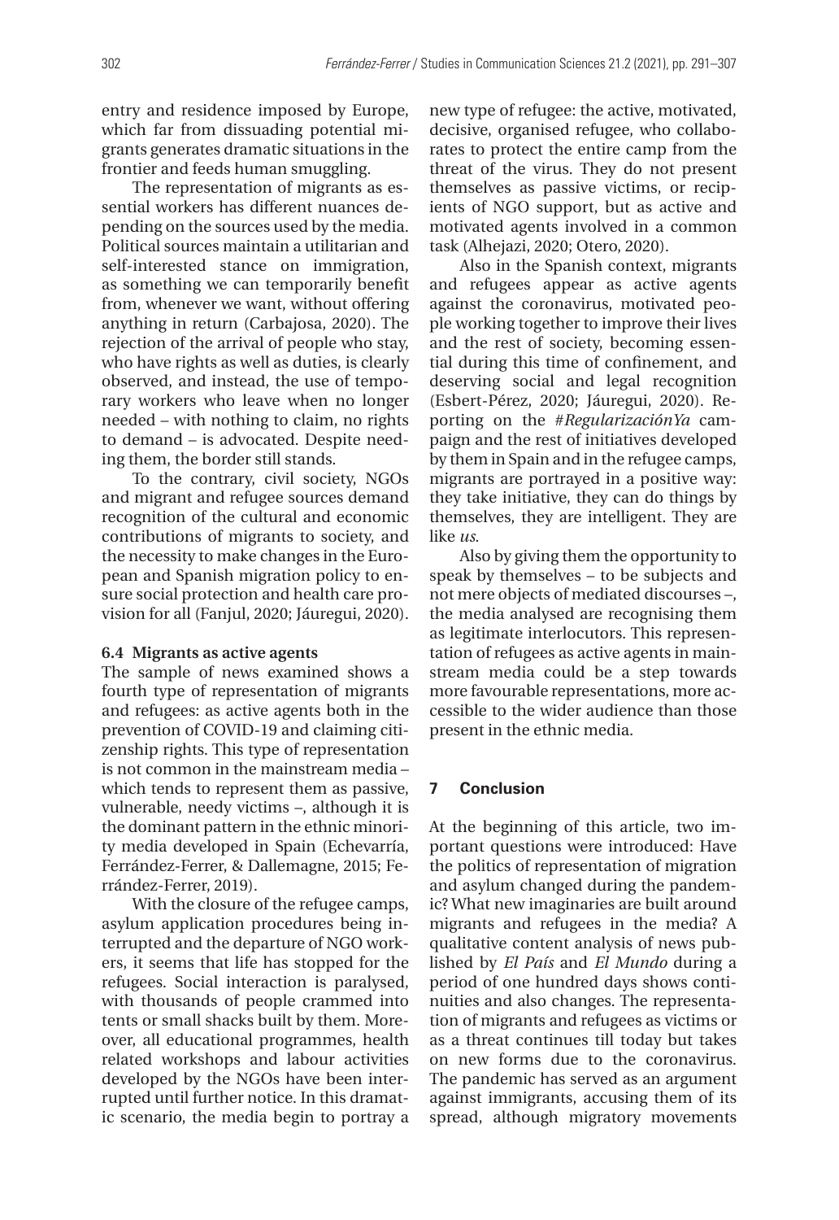entry and residence imposed by Europe, which far from dissuading potential migrants generates dramatic situations in the frontier and feeds human smuggling.

The representation of migrants as essential workers has different nuances depending on the sources used by the media. Political sources maintain a utilitarian and self-interested stance on immigration, as something we can temporarily benefit from, whenever we want, without offering anything in return (Carbajosa, 2020). The rejection of the arrival of people who stay, who have rights as well as duties, is clearly observed, and instead, the use of temporary workers who leave when no longer needed – with nothing to claim, no rights to demand – is advocated. Despite needing them, the border still stands.

To the contrary, civil society, NGOs and migrant and refugee sources demand recognition of the cultural and economic contributions of migrants to society, and the necessity to make changes in the European and Spanish migration policy to ensure social protection and health care provision for all (Fanjul, 2020; Jáuregui, 2020).

### 6.4 Migrants as active agents

The sample of news examined shows a fourth type of representation of migrants and refugees: as active agents both in the prevention of COVID-19 and claiming citizenship rights. This type of representation is not common in the mainstream media – which tends to represent them as passive, vulnerable, needy victims –, although it is the dominant pattern in the ethnic minority media developed in Spain (Echevarría, Ferrández-Ferrer, & Dallemagne, 2015; Ferrández-Ferrer, 2019).

With the closure of the refugee camps, asylum application procedures being interrupted and the departure of NGO workers, it seems that life has stopped for the refugees. Social interaction is paralysed, with thousands of people crammed into tents or small shacks built by them. Moreover, all educational programmes, health related workshops and labour activities developed by the NGOs have been interrupted until further notice. In this dramatic scenario, the media begin to portray a new type of refugee: the active, motivated, decisive, organised refugee, who collaborates to protect the entire camp from the threat of the virus. They do not present themselves as passive victims, or recipients of NGO support, but as active and motivated agents involved in a common task (Alhejazi, 2020; Otero, 2020).

Also in the Spanish context, migrants and refugees appear as active agents against the coronavirus, motivated people working together to improve their lives and the rest of society, becoming essential during this time of confinement, and deserving social and legal recognition (Esbert-Pérez, 2020; Jáuregui, 2020). Reporting on the *#RegularizaciónYa* campaign and the rest of initiatives developed by them in Spain and in the refugee camps, migrants are portrayed in a positive way: they take initiative, they can do things by themselves, they are intelligent. They are like *us*.

Also by giving them the opportunity to speak by themselves – to be subjects and not mere objects of mediated discourses –, the media analysed are recognising them as legitimate interlocutors. This representation of refugees as active agents in mainstream media could be a step towards more favourable representations, more accessible to the wider audience than those present in the ethnic media.

## 7 Conclusion

At the beginning of this article, two important questions were introduced: Have the politics of representation of migration and asylum changed during the pandemic? What new imaginaries are built around migrants and refugees in the media? A qualitative content analysis of news published by *El País* and *El Mundo* during a period of one hundred days shows continuities and also changes. The representation of migrants and refugees as victims or as a threat continues till today but takes on new forms due to the coronavirus. The pandemic has served as an argument against immigrants, accusing them of its spread, although migratory movements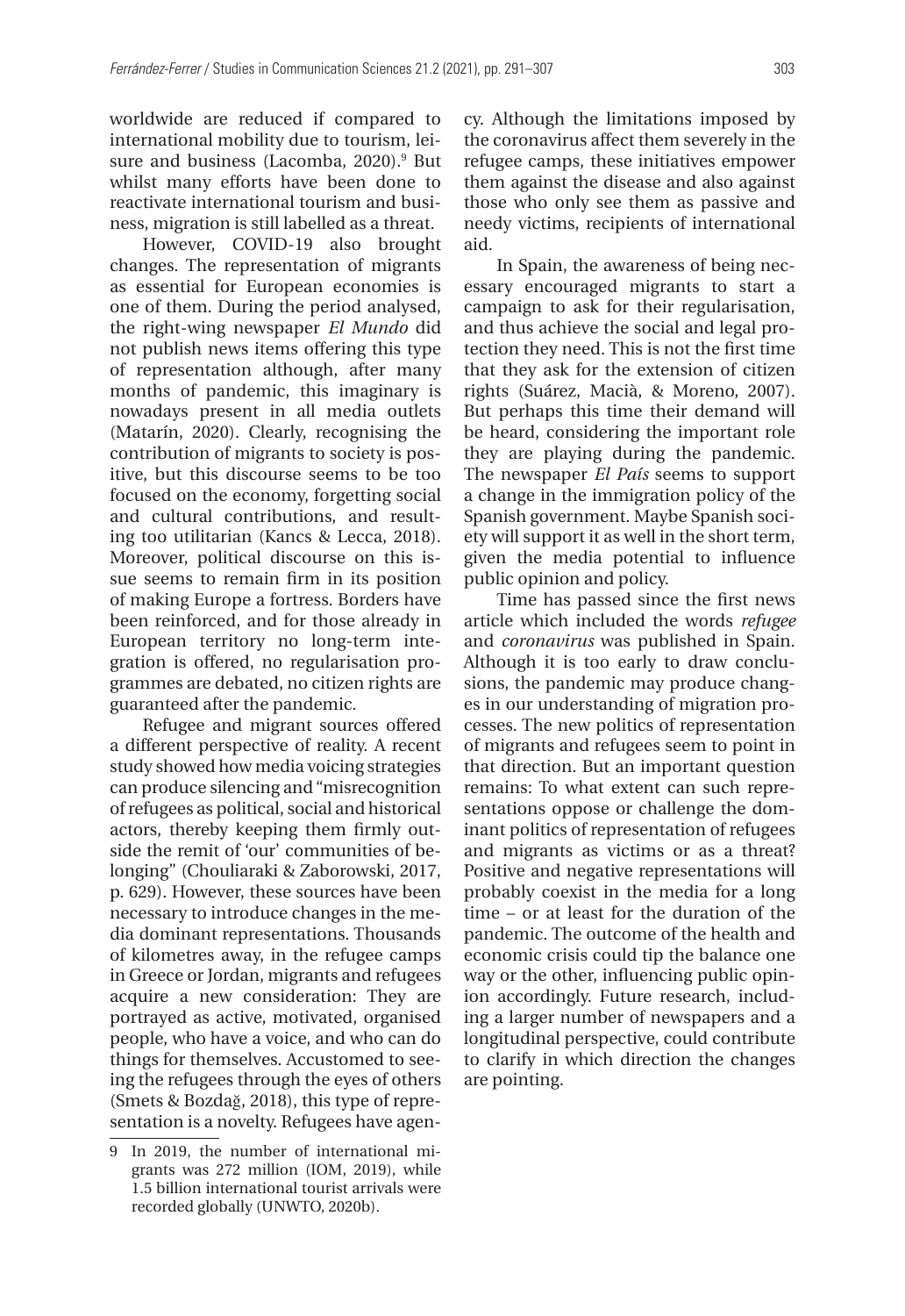worldwide are reduced if compared to international mobility due to tourism, leisure and business (Lacomba, 2020).[9] But whilst many efforts have been done to reactivate international tourism and business, migration is still labelled as a threat.

However, COVID-19 also brought changes. The representation of migrants as essential for European economies is one of them. During the period analysed, the right-wing newspaper *El Mundo* did not publish news items offering this type of representation although, after many months of pandemic, this imaginary is nowadays present in all media outlets (Matarín, 2020). Clearly, recognising the contribution of migrants to society is positive, but this discourse seems to be too focused on the economy, forgetting social and cultural contributions, and resulting too utilitarian (Kancs & Lecca, 2018). Moreover, political discourse on this issue seems to remain firm in its position of making Europe a fortress. Borders have been reinforced, and for those already in European territory no long-term integration is offered, no regularisation programmes are debated, no citizen rights are guaranteed after the pandemic.

Refugee and migrant sources offered a different perspective of reality. A recent study showed how media voicing strategies can produce silencing and "misrecognition of refugees as political, social and historical actors, thereby keeping them firmly outside the remit of 'our' communities of belonging" (Chouliaraki & Zaborowski, 2017, p. 629). However, these sources have been necessary to introduce changes in the media dominant representations. Thousands of kilometres away, in the refugee camps in Greece or Jordan, migrants and refugees acquire a new consideration: They are portrayed as active, motivated, organised people, who have a voice, and who can do things for themselves. Accustomed to seeing the refugees through the eyes of others (Smets & Bozdağ, 2018), this type of representation is a novelty. Refugees have agency. Although the limitations imposed by the coronavirus affect them severely in the refugee camps, these initiatives empower them against the disease and also against those who only see them as passive and needy victims, recipients of international aid.

In Spain, the awareness of being necessary encouraged migrants to start a campaign to ask for their regularisation, and thus achieve the social and legal protection they need. This is not the first time that they ask for the extension of citizen rights (Suárez, Macià, & Moreno, 2007). But perhaps this time their demand will be heard, considering the important role they are playing during the pandemic. The newspaper *El País* seems to support a change in the immigration policy of the Spanish government. Maybe Spanish society will support it as well in the short term, given the media potential to influence public opinion and policy.

Time has passed since the first news article which included the words *refugee* and *coronavirus* was published in Spain. Although it is too early to draw conclusions, the pandemic may produce changes in our understanding of migration processes. The new politics of representation of migrants and refugees seem to point in that direction. But an important question remains: To what extent can such representations oppose or challenge the dominant politics of representation of refugees and migrants as victims or as a threat? Positive and negative representations will probably coexist in the media for a long time – or at least for the duration of the pandemic. The outcome of the health and economic crisis could tip the balance one way or the other, influencing public opinion accordingly. Future research, including a larger number of newspapers and a longitudinal perspective, could contribute to clarify in which direction the changes are pointing.

---

9 In 2019, the number of international migrants was 272 million (IOM, 2019), while 1.5 billion international tourist arrivals were recorded globally (UNWTO, 2020b).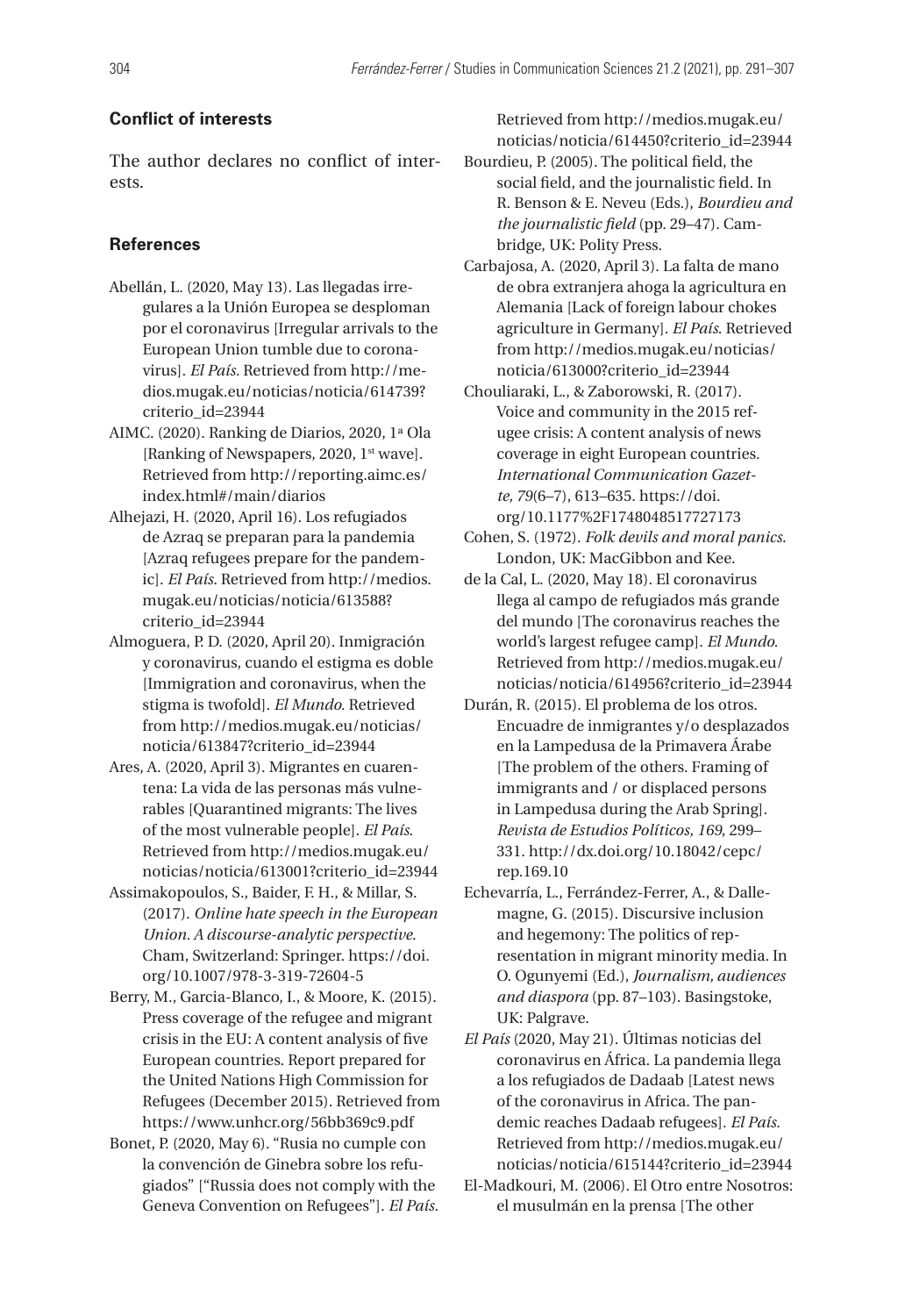## Conflict of interests

The author declares no conflict of interests.

## References

Abellán, L. (2020, May 13). Las llegadas irregulares a la Unión Europea se desploman por el coronavirus [Irregular arrivals to the European Union tumble due to coronavirus]. *El País*. Retrieved from http://medios.mugak.eu/noticias/noticia/614739?criterio_id=23944

AIMC. (2020). Ranking de Diarios, 2020, 1ª Ola [Ranking of Newspapers, 2020, 1st wave]. Retrieved from http://reporting.aimc.es/index.html#/main/diarios

Alhejazi, H. (2020, April 16). Los refugiados de Azraq se preparan para la pandemia [Azraq refugees prepare for the pandemic]. *El País*. Retrieved from http://medios.mugak.eu/noticias/noticia/613588?criterio_id=23944

Almoguera, P. D. (2020, April 20). Inmigración y coronavirus, cuando el estigma es doble [Immigration and coronavirus, when the stigma is twofold]. *El Mundo*. Retrieved from http://medios.mugak.eu/noticias/noticia/613847?criterio_id=23944

Ares, A. (2020, April 3). Migrantes en cuarentena: La vida de las personas más vulnerables [Quarantined migrants: The lives of the most vulnerable people]. *El País*. Retrieved from http://medios.mugak.eu/noticias/noticia/613001?criterio_id=23944

Assimakopoulos, S., Baider, F. H., & Millar, S. (2017). *Online hate speech in the European Union. A discourse-analytic perspective*. Cham, Switzerland: Springer. https://doi.org/10.1007/978-3-319-72604-5

Berry, M., Garcia-Blanco, I., & Moore, K. (2015). Press coverage of the refugee and migrant crisis in the EU: A content analysis of five European countries. Report prepared for the United Nations High Commission for Refugees (December 2015). Retrieved from https://www.unhcr.org/56bb369c9.pdf

Bonet, P. (2020, May 6). "Rusia no cumple con la convención de Ginebra sobre los refugiados" ["Russia does not comply with the Geneva Convention on Refugees"]. *El País*. Retrieved from http://medios.mugak.eu/noticias/noticia/614450?criterio_id=23944

Bourdieu, P. (2005). The political field, the social field, and the journalistic field. In R. Benson & E. Neveu (Eds.), *Bourdieu and the journalistic field* (pp. 29–47). Cambridge, UK: Polity Press.

Carbajosa, A. (2020, April 3). La falta de mano de obra extranjera ahoga la agricultura en Alemania [Lack of foreign labour chokes agriculture in Germany]. *El País*. Retrieved from http://medios.mugak.eu/noticias/noticia/613000?criterio_id=23944

Chouliaraki, L., & Zaborowski, R. (2017). Voice and community in the 2015 refugee crisis: A content analysis of news coverage in eight European countries. *International Communication Gazette, 79*(6–7), 613–635. https://doi.org/10.1177%2F1748048517727173

Cohen, S. (1972). *Folk devils and moral panics*. London, UK: MacGibbon and Kee.

de la Cal, L. (2020, May 18). El coronavirus llega al campo de refugiados más grande del mundo [The coronavirus reaches the world's largest refugee camp]. *El Mundo*. Retrieved from http://medios.mugak.eu/noticias/noticia/614956?criterio_id=23944

Durán, R. (2015). El problema de los otros. Encuadre de inmigrantes y/o desplazados en la Lampedusa de la Primavera Árabe [The problem of the others. Framing of immigrants and / or displaced persons in Lampedusa during the Arab Spring]. *Revista de Estudios Políticos, 169*, 299–331. http://dx.doi.org/10.18042/cepc/rep.169.10

Echevarría, L., Ferrández-Ferrer, A., & Dallemagne, G. (2015). Discursive inclusion and hegemony: The politics of representation in migrant minority media. In O. Ogunyemi (Ed.), *Journalism, audiences and diaspora* (pp. 87–103). Basingstoke, UK: Palgrave.

*El País* (2020, May 21). Últimas noticias del coronavirus en África. La pandemia llega a los refugiados de Dadaab [Latest news of the coronavirus in Africa. The pandemic reaches Dadaab refugees]. *El País*. Retrieved from http://medios.mugak.eu/noticias/noticia/615144?criterio_id=23944

El-Madkouri, M. (2006). El Otro entre Nosotros: el musulmán en la prensa [The other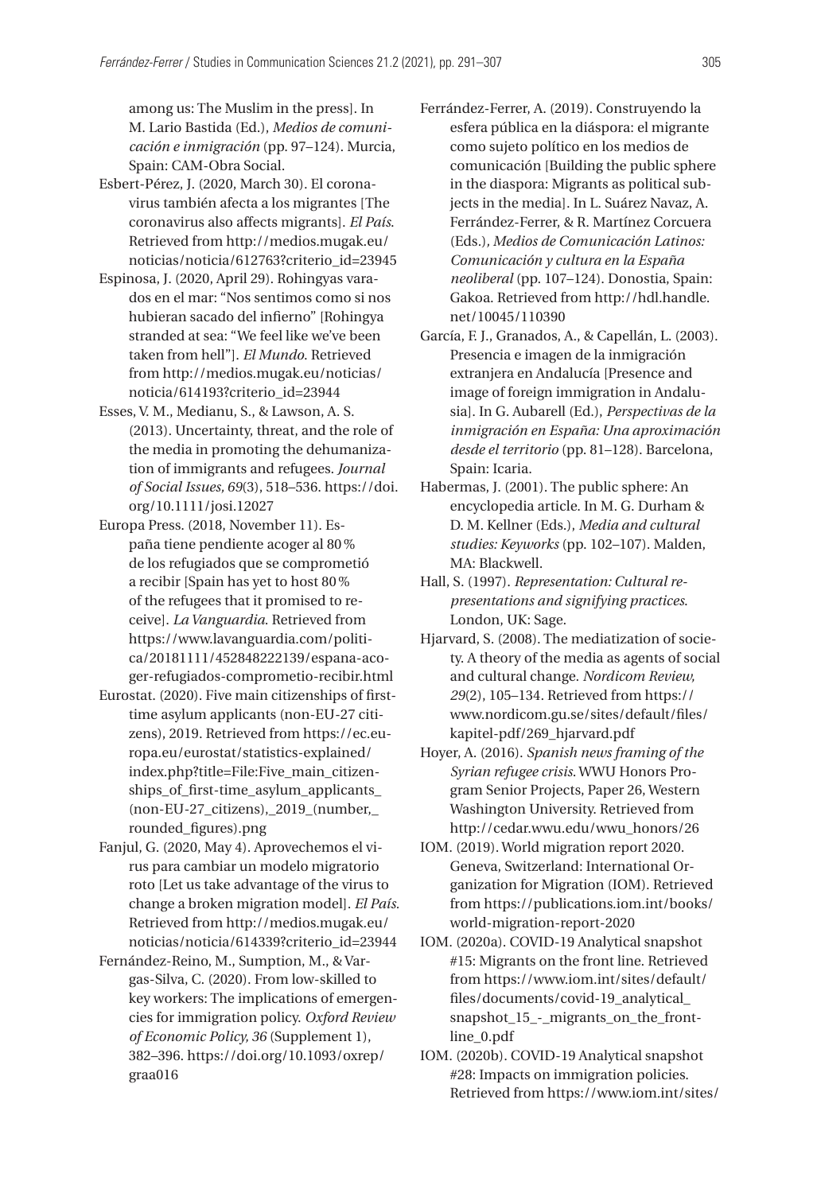among us: The Muslim in the press]. In M. Lario Bastida (Ed.), *Medios de comunicación e inmigración* (pp. 97–124). Murcia, Spain: CAM-Obra Social.

Esbert-Pérez, J. (2020, March 30). El coronavirus también afecta a los migrantes [The coronavirus also affects migrants]. *El País*. Retrieved from http://medios.mugak.eu/noticias/noticia/612763?criterio_id=23945

Espinosa, J. (2020, April 29). Rohingyas varados en el mar: "Nos sentimos como si nos hubieran sacado del infierno" [Rohingya stranded at sea: "We feel like we've been taken from hell"]. *El Mundo*. Retrieved from http://medios.mugak.eu/noticias/noticia/614193?criterio_id=23944

Esses, V. M., Medianu, S., & Lawson, A. S. (2013). Uncertainty, threat, and the role of the media in promoting the dehumanization of immigrants and refugees. *Journal of Social Issues, 69*(3), 518–536. https://doi.org/10.1111/josi.12027

Europa Press. (2018, November 11). España tiene pendiente acoger al 80 % de los refugiados que se comprometió a recibir [Spain has yet to host 80 % of the refugees that it promised to receive]. *La Vanguardia*. Retrieved from https://www.lavanguardia.com/politica/20181111/452848222139/espana-acoger-refugiados-comprometio-recibir.html

Eurostat. (2020). Five main citizenships of first-time asylum applicants (non-EU-27 citizens), 2019. Retrieved from https://ec.europa.eu/eurostat/statistics-explained/index.php?title=File:Five_main_citizenships_of_first-time_asylum_applicants_(non-EU-27_citizens),_2019_(number,_rounded_figures).png

Fanjul, G. (2020, May 4). Aprovechemos el virus para cambiar un modelo migratorio roto [Let us take advantage of the virus to change a broken migration model]. *El País*. Retrieved from http://medios.mugak.eu/noticias/noticia/614339?criterio_id=23944

Fernández-Reino, M., Sumption, M., & Vargas-Silva, C. (2020). From low-skilled to key workers: The implications of emergencies for immigration policy. *Oxford Review of Economic Policy, 36* (Supplement 1), 382–396. https://doi.org/10.1093/oxrep/graa016

Ferrández-Ferrer, A. (2019). Construyendo la esfera pública en la diáspora: el migrante como sujeto político en los medios de comunicación [Building the public sphere in the diaspora: Migrants as political subjects in the media]. In L. Suárez Navaz, A. Ferrández-Ferrer, & R. Martínez Corcuera (Eds.), *Medios de Comunicación Latinos: Comunicación y cultura en la España neoliberal* (pp. 107–124). Donostia, Spain: Gakoa. Retrieved from http://hdl.handle.net/10045/110390

García, F. J., Granados, A., & Capellán, L. (2003). Presencia e imagen de la inmigración extranjera en Andalucía [Presence and image of foreign immigration in Andalusia]. In G. Aubarell (Ed.), *Perspectivas de la inmigración en España: Una aproximación desde el territorio* (pp. 81–128). Barcelona, Spain: Icaria.

Habermas, J. (2001). The public sphere: An encyclopedia article. In M. G. Durham & D. M. Kellner (Eds.), *Media and cultural studies: Keyworks* (pp. 102–107). Malden, MA: Blackwell.

Hall, S. (1997). *Representation: Cultural representations and signifying practices.* London, UK: Sage.

Hjarvard, S. (2008). The mediatization of society. A theory of the media as agents of social and cultural change. *Nordicom Review, 29*(2), 105–134. Retrieved from https://www.nordicom.gu.se/sites/default/files/kapitel-pdf/269_hjarvard.pdf

Hoyer, A. (2016). *Spanish news framing of the Syrian refugee crisis.* WWU Honors Program Senior Projects, Paper 26, Western Washington University. Retrieved from http://cedar.wwu.edu/wwu_honors/26

IOM. (2019). World migration report 2020. Geneva, Switzerland: International Organization for Migration (IOM). Retrieved from https://publications.iom.int/books/world-migration-report-2020

IOM. (2020a). COVID-19 Analytical snapshot #15: Migrants on the front line. Retrieved from https://www.iom.int/sites/default/files/documents/covid-19_analytical_snapshot_15_-_migrants_on_the_frontline_0.pdf

IOM. (2020b). COVID-19 Analytical snapshot #28: Impacts on immigration policies. Retrieved from https://www.iom.int/sites/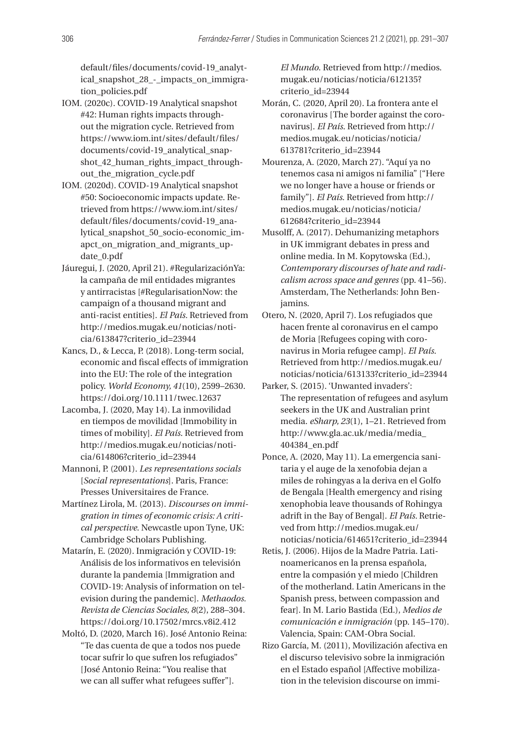default/files/documents/covid-19_analytical_snapshot_28_-_impacts_on_immigration_policies.pdf

IOM. (2020c). COVID-19 Analytical snapshot #42: Human rights impacts throughout the migration cycle. Retrieved from https://www.iom.int/sites/default/files/documents/covid-19_analytical_snapshot_42_human_rights_impact_throughout_the_migration_cycle.pdf

IOM. (2020d). COVID-19 Analytical snapshot #50: Socioeconomic impacts update. Retrieved from https://www.iom.int/sites/default/files/documents/covid-19_analytical_snapshot_50_socio-economic_impact_on_migration_and_migrants_update_0.pdf

Jáuregui, J. (2020, April 21). #RegularizaciónYa: la campaña de mil entidades migrantes y antirracistas [#RegularisationNow: the campaign of a thousand migrant and anti-racist entities]. *El País*. Retrieved from http://medios.mugak.eu/noticias/noticia/613847?criterio_id=23944

Kancs, D., & Lecca, P. (2018). Long-term social, economic and fiscal effects of immigration into the EU: The role of the integration policy. *World Economy, 41*(10), 2599–2630. https://doi.org/10.1111/twec.12637

Lacomba, J. (2020, May 14). La inmovilidad en tiempos de movilidad [Immobility in times of mobility]. *El País*. Retrieved from http://medios.mugak.eu/noticias/noticia/614806?criterio_id=23944

Mannoni, P. (2001). *Les representations socials* [*Social representations*]. Paris, France: Presses Universitaires de France.

Martínez Lirola, M. (2013). *Discourses on immigration in times of economic crisis: A critical perspective*. Newcastle upon Tyne, UK: Cambridge Scholars Publishing.

Matarín, E. (2020). Inmigración y COVID-19: Análisis de los informativos en televisión durante la pandemia [Immigration and COVID-19: Analysis of information on television during the pandemic]. *Methaodos. Revista de Ciencias Sociales, 8*(2), 288–304. https://doi.org/10.17502/mrcs.v8i2.412

Moltó, D. (2020, March 16). José Antonio Reina: "Te das cuenta de que a todos nos puede tocar sufrir lo que sufren los refugiados" [José Antonio Reina: "You realise that we can all suffer what refugees suffer"]. *El Mundo*. Retrieved from http://medios.mugak.eu/noticias/noticia/612135?criterio_id=23944

Morán, C. (2020, April 20). La frontera ante el coronavirus [The border against the coronavirus]. *El País*. Retrieved from http://medios.mugak.eu/noticias/noticia/613781?criterio_id=23944

Mourenza, A. (2020, March 27). "Aquí ya no tenemos casa ni amigos ni familia" ["Here we no longer have a house or friends or family"]. *El País*. Retrieved from http://medios.mugak.eu/noticias/noticia/612684?criterio_id=23944

Musolff, A. (2017). Dehumanizing metaphors in UK immigrant debates in press and online media. In M. Kopytowska (Ed.), *Contemporary discourses of hate and radicalism across space and genres* (pp. 41–56). Amsterdam, The Netherlands: John Benjamins.

Otero, N. (2020, April 7). Los refugiados que hacen frente al coronavirus en el campo de Moria [Refugees coping with coronavirus in Moria refugee camp]. *El País*. Retrieved from http://medios.mugak.eu/noticias/noticia/613133?criterio_id=23944

Parker, S. (2015). 'Unwanted invaders': The representation of refugees and asylum seekers in the UK and Australian print media. *eSharp, 23*(1), 1–21. Retrieved from http://www.gla.ac.uk/media/media_404384_en.pdf

Ponce, A. (2020, May 11). La emergencia sanitaria y el auge de la xenofobia dejan a miles de rohingyas a la deriva en el Golfo de Bengala [Health emergency and rising xenophobia leave thousands of Rohingya adrift in the Bay of Bengal]. *El País*. Retrieved from http://medios.mugak.eu/noticias/noticia/614651?criterio_id=23944

Retis, J. (2006). Hijos de la Madre Patria. Latinoamericanos en la prensa española, entre la compasión y el miedo [Children of the motherland. Latin Americans in the Spanish press, between compassion and fear]. In M. Lario Bastida (Ed.), *Medios de comunicación e inmigración* (pp. 145–170). Valencia, Spain: CAM-Obra Social.

Rizo García, M. (2011), Movilización afectiva en el discurso televisivo sobre la inmigración en el Estado español [Affective mobilization in the television discourse on immi-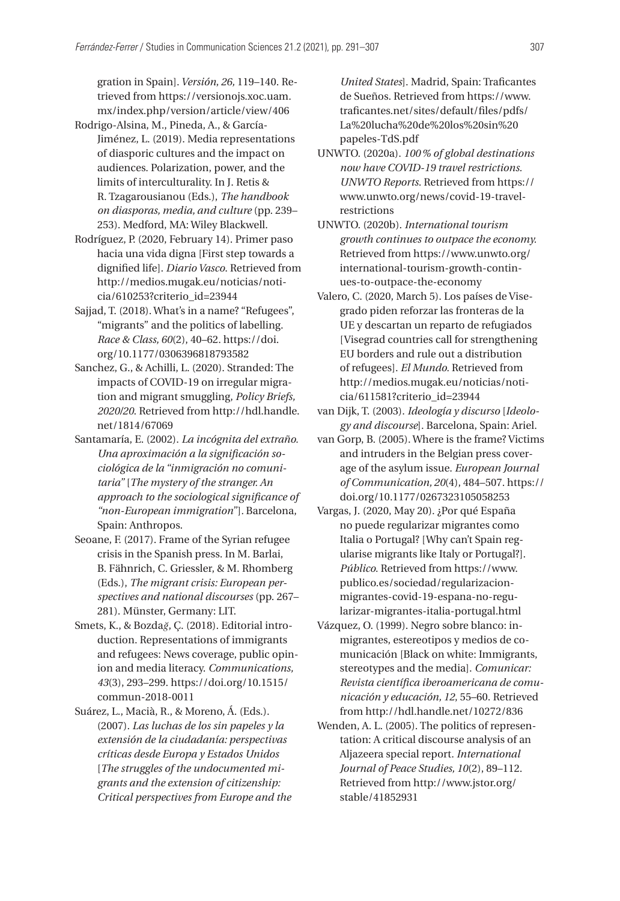gration in Spain]. *Versión, 26,* 119–140. Retrieved from https://versionojs.xoc.uam.mx/index.php/version/article/view/406

Rodrigo-Alsina, M., Pineda, A., & García-Jiménez, L. (2019). Media representations of diasporic cultures and the impact on audiences. Polarization, power, and the limits of interculturality. In J. Retis & R. Tzagarousianou (Eds.), *The handbook on diasporas, media, and culture* (pp. 239–253). Medford, MA: Wiley Blackwell.

Rodríguez, P. (2020, February 14). Primer paso hacia una vida digna [First step towards a dignified life]. *Diario Vasco.* Retrieved from http://medios.mugak.eu/noticias/noticia/610253?criterio_id=23944

Sajjad, T. (2018). What's in a name? "Refugees", "migrants" and the politics of labelling. *Race & Class, 60*(2), 40–62. https://doi.org/10.1177/0306396818793582

Sanchez, G., & Achilli, L. (2020). Stranded: The impacts of COVID-19 on irregular migration and migrant smuggling, *Policy Briefs, 2020/20.* Retrieved from http://hdl.handle.net/1814/67069

Santamaría, E. (2002). *La incógnita del extraño. Una aproximación a la significación sociológica de la "inmigración no comunitaria"* [*The mystery of the stranger. An approach to the sociological significance of "non-European immigration"*]. Barcelona, Spain: Anthropos.

Seoane, F. (2017). Frame of the Syrian refugee crisis in the Spanish press. In M. Barlai, B. Fähnrich, C. Griessler, & M. Rhomberg (Eds.), *The migrant crisis: European perspectives and national discourses* (pp. 267–281). Münster, Germany: LIT.

Smets, K., & Bozdağ, Ç. (2018). Editorial introduction. Representations of immigrants and refugees: News coverage, public opinion and media literacy. *Communications, 43*(3), 293–299. https://doi.org/10.1515/commun-2018-0011

Suárez, L., Macià, R., & Moreno, Á. (Eds.). (2007). *Las luchas de los sin papeles y la extensión de la ciudadanía: perspectivas críticas desde Europa y Estados Unidos* [*The struggles of the undocumented migrants and the extension of citizenship: Critical perspectives from Europe and the United States*]. Madrid, Spain: Traficantes de Sueños. Retrieved from https://www.traficantes.net/sites/default/files/pdfs/La%20lucha%20de%20los%20sin%20papeles-TdS.pdf

UNWTO. (2020a). *100 % of global destinations now have COVID-19 travel restrictions. UNWTO Reports.* Retrieved from https://www.unwto.org/news/covid-19-travel-restrictions

UNWTO. (2020b). *International tourism growth continues to outpace the economy.* Retrieved from https://www.unwto.org/international-tourism-growth-continues-to-outpace-the-economy

Valero, C. (2020, March 5). Los países de Visegrado piden reforzar las fronteras de la UE y descartan un reparto de refugiados [Visegrad countries call for strengthening EU borders and rule out a distribution of refugees]. *El Mundo.* Retrieved from http://medios.mugak.eu/noticias/noticia/611581?criterio_id=23944

van Dijk, T. (2003). *Ideología y discurso* [*Ideology and discourse*]. Barcelona, Spain: Ariel.

van Gorp, B. (2005). Where is the frame? Victims and intruders in the Belgian press coverage of the asylum issue. *European Journal of Communication, 20*(4), 484–507. https://doi.org/10.1177/0267323105058253

Vargas, J. (2020, May 20). ¿Por qué España no puede regularizar migrantes como Italia o Portugal? [Why can't Spain regularise migrants like Italy or Portugal?]. *Público.* Retrieved from https://www.publico.es/sociedad/regularizacion-migrantes-covid-19-espana-no-regularizar-migrantes-italia-portugal.html

Vázquez, O. (1999). Negro sobre blanco: inmigrantes, estereotipos y medios de comunicación [Black on white: Immigrants, stereotypes and the media]. *Comunicar: Revista científica iberoamericana de comunicación y educación, 12,* 55–60. Retrieved from http://hdl.handle.net/10272/836

Wenden, A. L. (2005). The politics of representation: A critical discourse analysis of an Aljazeera special report. *International Journal of Peace Studies, 10*(2), 89–112. Retrieved from http://www.jstor.org/stable/41852931